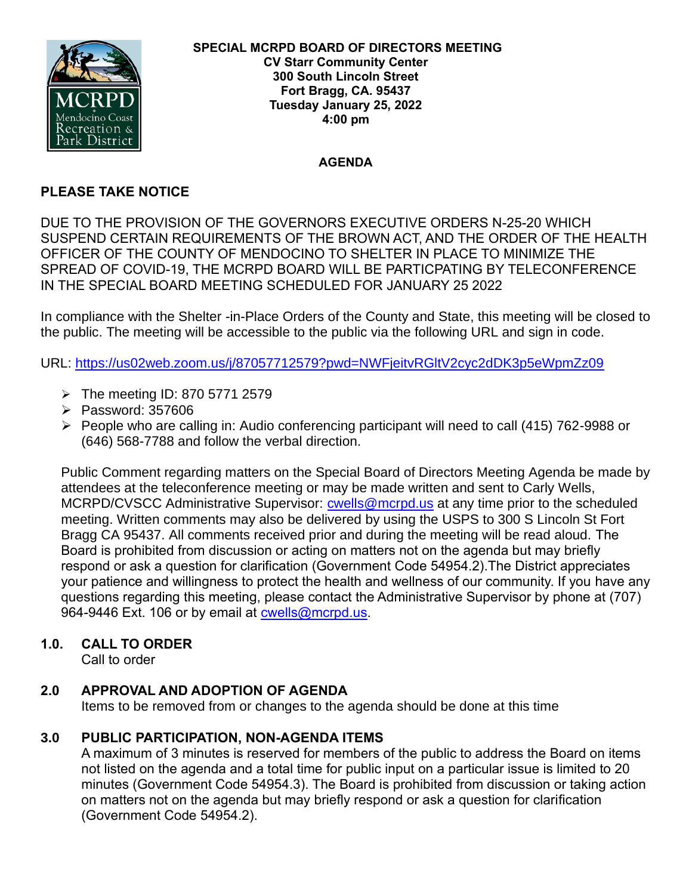**SPECIAL MCRPD BOARD OF DIRECTORS MEETING**
**CV Starr Community Center**
**300 South Lincoln Street**
**Fort Bragg, CA. 95437**
**Tuesday January 25, 2022**
**4:00 pm**

**AGENDA**

## PLEASE TAKE NOTICE

DUE TO THE PROVISION OF THE GOVERNORS EXECUTIVE ORDERS N-25-20 WHICH SUSPEND CERTAIN REQUIREMENTS OF THE BROWN ACT, AND THE ORDER OF THE HEALTH OFFICER OF THE COUNTY OF MENDOCINO TO SHELTER IN PLACE TO MINIMIZE THE SPREAD OF COVID-19, THE MCRPD BOARD WILL BE PARTICPATING BY TELECONFERENCE IN THE SPECIAL BOARD MEETING SCHEDULED FOR JANUARY 25 2022

In compliance with the Shelter -in-Place Orders of the County and State, this meeting will be closed to the public. The meeting will be accessible to the public via the following URL and sign in code.

URL: https://us02web.zoom.us/j/87057712579?pwd=NWFjeitvRGltV2cyc2dDK3p5eWpmZz09

- The meeting ID: 870 5771 2579
- Password: 357606
- People who are calling in: Audio conferencing participant will need to call (415) 762-9988 or (646) 568-7788 and follow the verbal direction.

Public Comment regarding matters on the Special Board of Directors Meeting Agenda be made by attendees at the teleconference meeting or may be made written and sent to Carly Wells, MCRPD/CVSCC Administrative Supervisor: cwells@mcrpd.us at any time prior to the scheduled meeting. Written comments may also be delivered by using the USPS to 300 S Lincoln St Fort Bragg CA 95437. All comments received prior and during the meeting will be read aloud. The Board is prohibited from discussion or acting on matters not on the agenda but may briefly respond or ask a question for clarification (Government Code 54954.2).The District appreciates your patience and willingness to protect the health and wellness of our community. If you have any questions regarding this meeting, please contact the Administrative Supervisor by phone at (707) 964-9446 Ext. 106 or by email at cwells@mcrpd.us.

### 1.0. CALL TO ORDER

Call to order

### 2.0 APPROVAL AND ADOPTION OF AGENDA

Items to be removed from or changes to the agenda should be done at this time

### 3.0 PUBLIC PARTICIPATION, NON-AGENDA ITEMS

A maximum of 3 minutes is reserved for members of the public to address the Board on items not listed on the agenda and a total time for public input on a particular issue is limited to 20 minutes (Government Code 54954.3). The Board is prohibited from discussion or taking action on matters not on the agenda but may briefly respond or ask a question for clarification (Government Code 54954.2).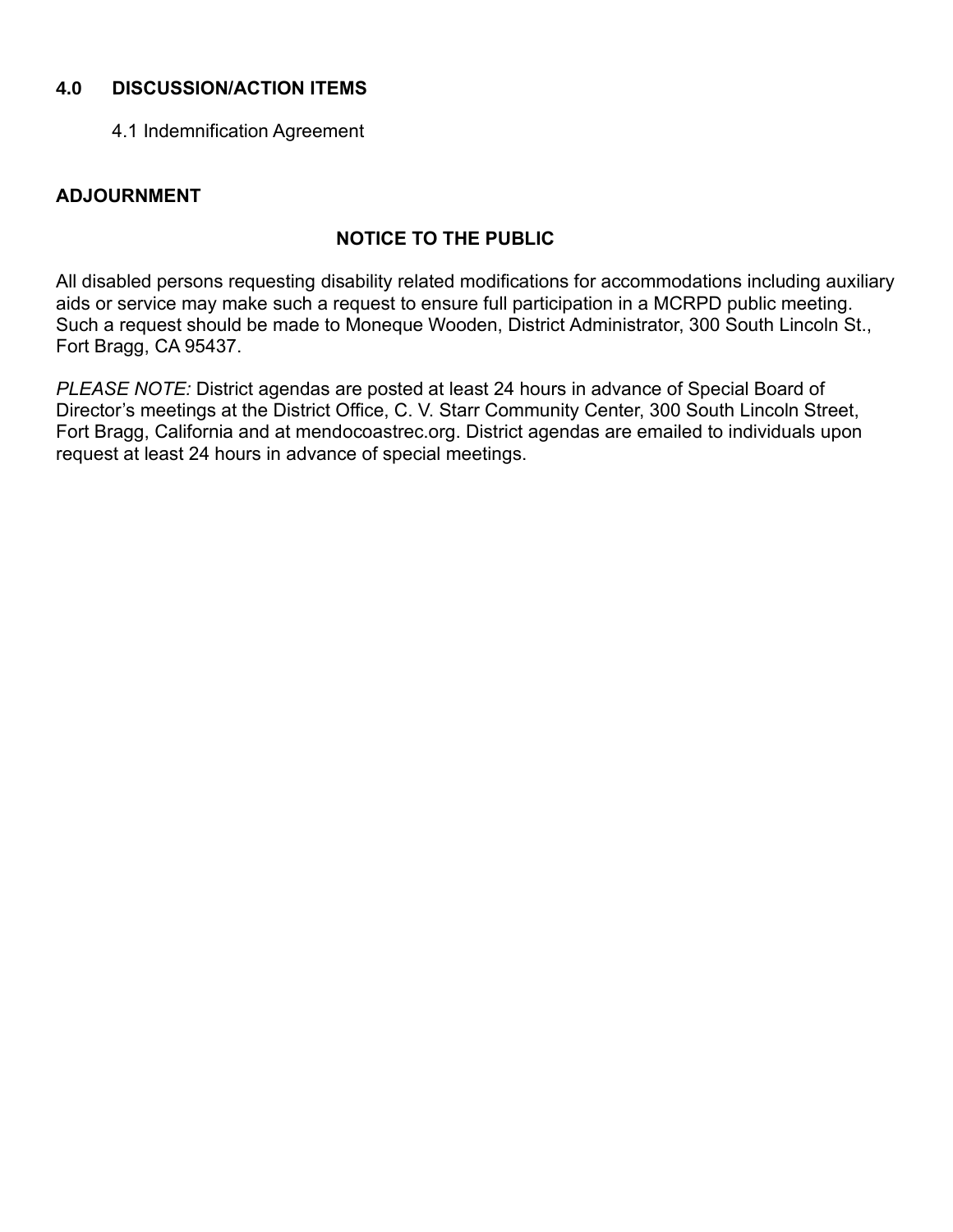## 4.0 DISCUSSION/ACTION ITEMS

4.1 Indemnification Agreement

## ADJOURNMENT

### NOTICE TO THE PUBLIC

All disabled persons requesting disability related modifications for accommodations including auxiliary aids or service may make such a request to ensure full participation in a MCRPD public meeting. Such a request should be made to Moneque Wooden, District Administrator, 300 South Lincoln St., Fort Bragg, CA 95437.

*PLEASE NOTE:* District agendas are posted at least 24 hours in advance of Special Board of Director's meetings at the District Office, C. V. Starr Community Center, 300 South Lincoln Street, Fort Bragg, California and at mendocoastrec.org. District agendas are emailed to individuals upon request at least 24 hours in advance of special meetings.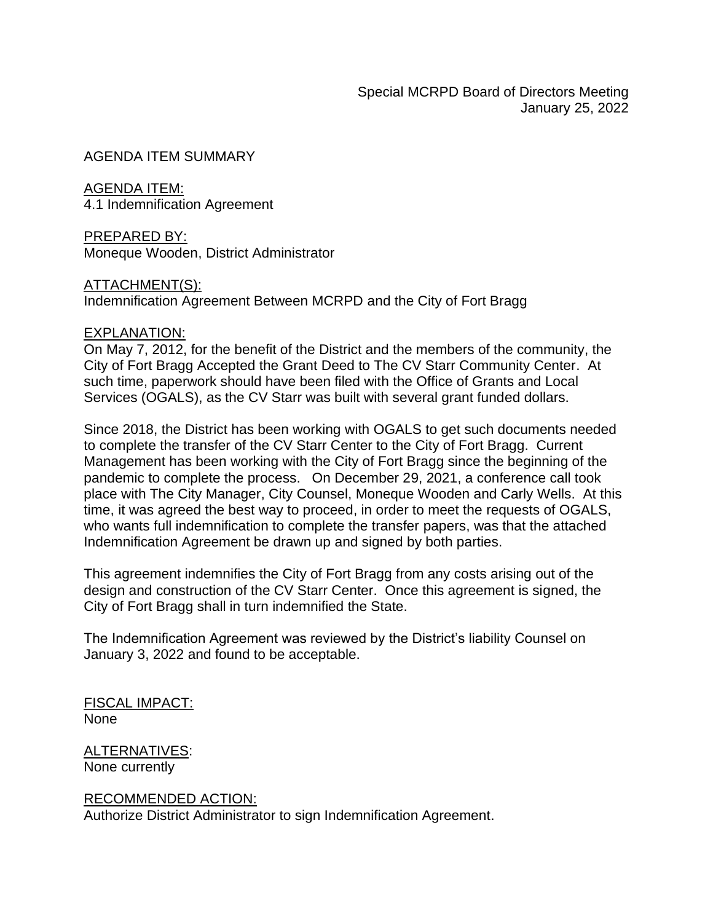Special MCRPD Board of Directors Meeting
January 25, 2022

AGENDA ITEM SUMMARY

AGENDA ITEM:
4.1 Indemnification Agreement

PREPARED BY:
Moneque Wooden, District Administrator

ATTACHMENT(S):
Indemnification Agreement Between MCRPD and the City of Fort Bragg

EXPLANATION:
On May 7, 2012, for the benefit of the District and the members of the community, the City of Fort Bragg Accepted the Grant Deed to The CV Starr Community Center. At such time, paperwork should have been filed with the Office of Grants and Local Services (OGALS), as the CV Starr was built with several grant funded dollars.

Since 2018, the District has been working with OGALS to get such documents needed to complete the transfer of the CV Starr Center to the City of Fort Bragg. Current Management has been working with the City of Fort Bragg since the beginning of the pandemic to complete the process. On December 29, 2021, a conference call took place with The City Manager, City Counsel, Moneque Wooden and Carly Wells. At this time, it was agreed the best way to proceed, in order to meet the requests of OGALS, who wants full indemnification to complete the transfer papers, was that the attached Indemnification Agreement be drawn up and signed by both parties.

This agreement indemnifies the City of Fort Bragg from any costs arising out of the design and construction of the CV Starr Center. Once this agreement is signed, the City of Fort Bragg shall in turn indemnified the State.

The Indemnification Agreement was reviewed by the District's liability Counsel on January 3, 2022 and found to be acceptable.

FISCAL IMPACT:
None

ALTERNATIVES:
None currently

RECOMMENDED ACTION:
Authorize District Administrator to sign Indemnification Agreement.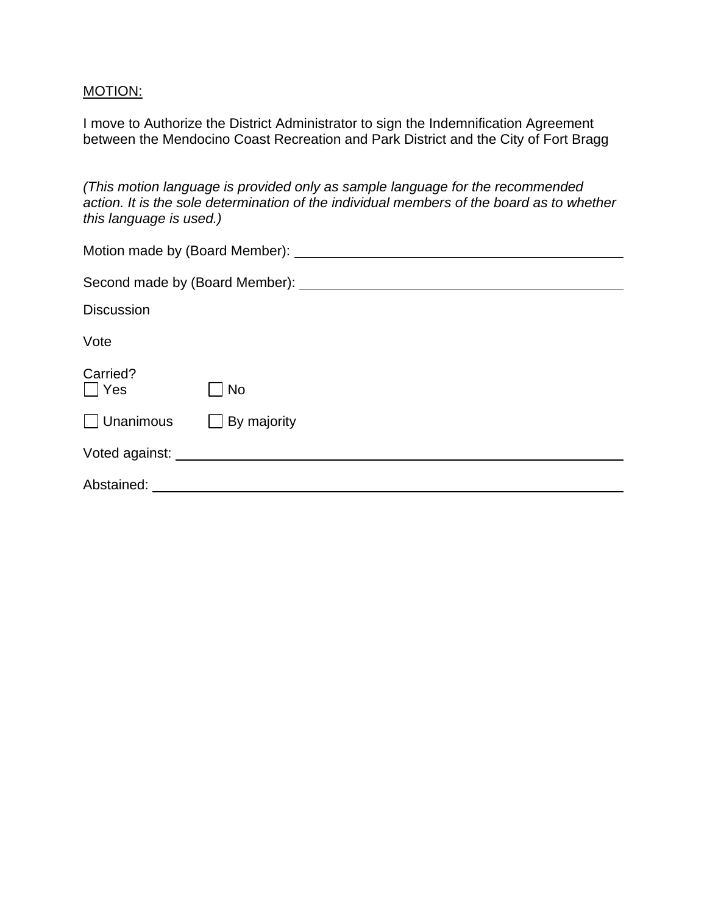<u>MOTION:</u>

I move to Authorize the District Administrator to sign the Indemnification Agreement between the Mendocino Coast Recreation and Park District and the City of Fort Bragg

*(This motion language is provided only as sample language for the recommended action. It is the sole determination of the individual members of the board as to whether this language is used.)*

Motion made by (Board Member): ______________________________

Second made by (Board Member): ______________________________

Discussion

Vote

Carried?
☐ Yes ☐ No

☐ Unanimous ☐ By majority

Voted against: ______________________________

Abstained: ______________________________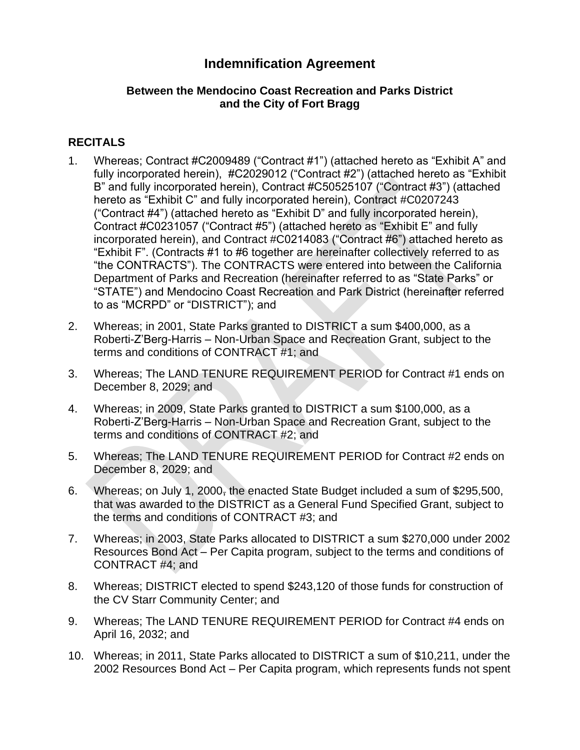# Indemnification Agreement

### Between the Mendocino Coast Recreation and Parks District and the City of Fort Bragg

## RECITALS

1. Whereas; Contract #C2009489 ("Contract #1") (attached hereto as "Exhibit A" and fully incorporated herein), #C2029012 ("Contract #2") (attached hereto as "Exhibit B" and fully incorporated herein), Contract #C50525107 ("Contract #3") (attached hereto as "Exhibit C" and fully incorporated herein), Contract #C0207243 ("Contract #4") (attached hereto as "Exhibit D" and fully incorporated herein), Contract #C0231057 ("Contract #5") (attached hereto as "Exhibit E" and fully incorporated herein), and Contract #C0214083 ("Contract #6") attached hereto as "Exhibit F". (Contracts #1 to #6 together are hereinafter collectively referred to as "the CONTRACTS"). The CONTRACTS were entered into between the California Department of Parks and Recreation (hereinafter referred to as "State Parks" or "STATE") and Mendocino Coast Recreation and Park District (hereinafter referred to as "MCRPD" or "DISTRICT"); and

2. Whereas; in 2001, State Parks granted to DISTRICT a sum $400,000, as a Roberti-Z'Berg-Harris – Non-Urban Space and Recreation Grant, subject to the terms and conditions of CONTRACT #1; and

3. Whereas; The LAND TENURE REQUIREMENT PERIOD for Contract #1 ends on December 8, 2029; and

4. Whereas; in 2009, State Parks granted to DISTRICT a sum $100,000, as a Roberti-Z'Berg-Harris – Non-Urban Space and Recreation Grant, subject to the terms and conditions of CONTRACT #2; and

5. Whereas; The LAND TENURE REQUIREMENT PERIOD for Contract #2 ends on December 8, 2029; and

6. Whereas; on July 1, 2000, the enacted State Budget included a sum of $295,500, that was awarded to the DISTRICT as a General Fund Specified Grant, subject to the terms and conditions of CONTRACT #3; and

7. Whereas; in 2003, State Parks allocated to DISTRICT a sum $270,000 under 2002 Resources Bond Act – Per Capita program, subject to the terms and conditions of CONTRACT #4; and

8. Whereas; DISTRICT elected to spend $243,120 of those funds for construction of the CV Starr Community Center; and

9. Whereas; The LAND TENURE REQUIREMENT PERIOD for Contract #4 ends on April 16, 2032; and

10. Whereas; in 2011, State Parks allocated to DISTRICT a sum of $10,211, under the 2002 Resources Bond Act – Per Capita program, which represents funds not spent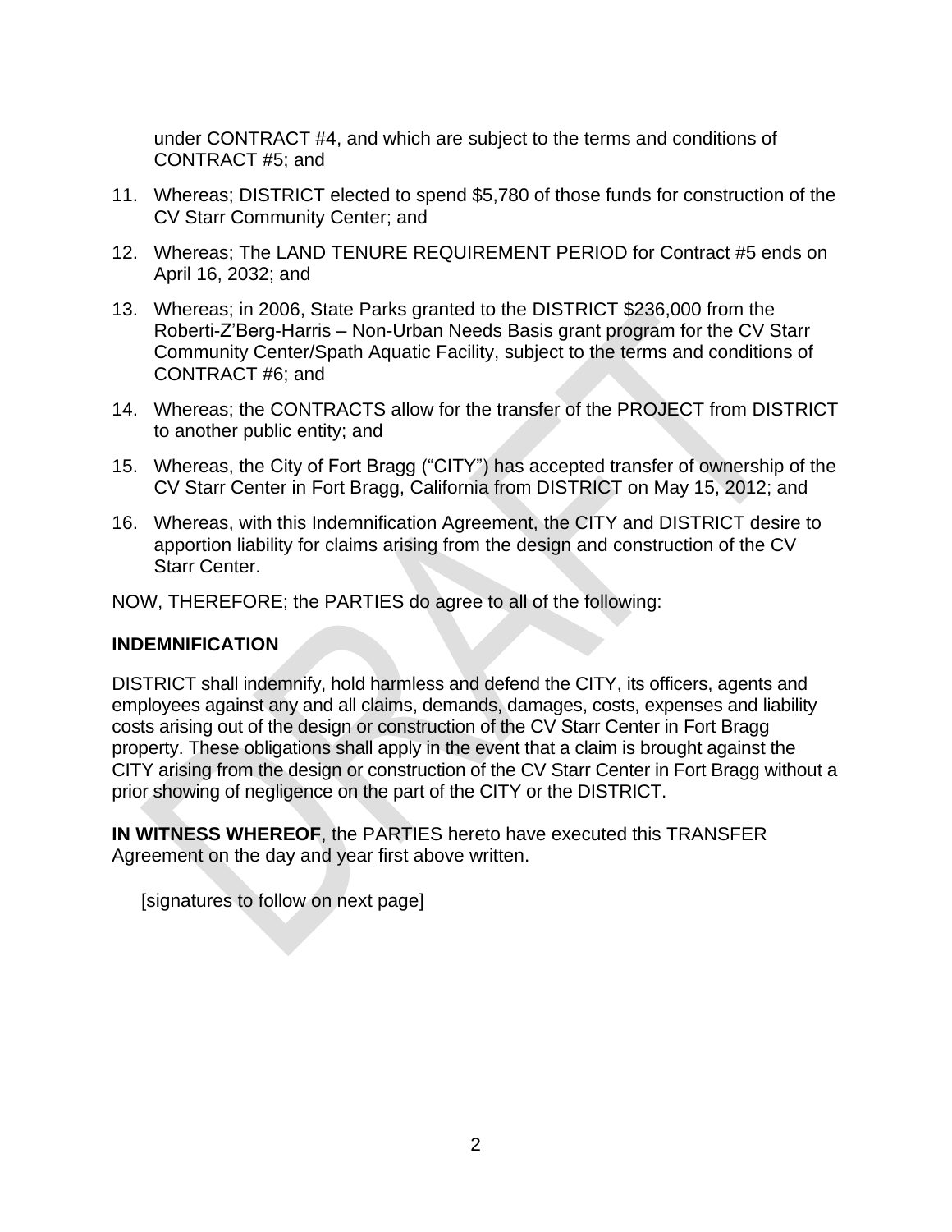under CONTRACT #4, and which are subject to the terms and conditions of CONTRACT #5; and

11. Whereas; DISTRICT elected to spend $5,780 of those funds for construction of the CV Starr Community Center; and
12. Whereas; The LAND TENURE REQUIREMENT PERIOD for Contract #5 ends on April 16, 2032; and
13. Whereas; in 2006, State Parks granted to the DISTRICT $236,000 from the Roberti-Z'Berg-Harris – Non-Urban Needs Basis grant program for the CV Starr Community Center/Spath Aquatic Facility, subject to the terms and conditions of CONTRACT #6; and
14. Whereas; the CONTRACTS allow for the transfer of the PROJECT from DISTRICT to another public entity; and
15. Whereas, the City of Fort Bragg ("CITY") has accepted transfer of ownership of the CV Starr Center in Fort Bragg, California from DISTRICT on May 15, 2012; and
16. Whereas, with this Indemnification Agreement, the CITY and DISTRICT desire to apportion liability for claims arising from the design and construction of the CV Starr Center.

NOW, THEREFORE; the PARTIES do agree to all of the following:

**INDEMNIFICATION**

DISTRICT shall indemnify, hold harmless and defend the CITY, its officers, agents and employees against any and all claims, demands, damages, costs, expenses and liability costs arising out of the design or construction of the CV Starr Center in Fort Bragg property. These obligations shall apply in the event that a claim is brought against the CITY arising from the design or construction of the CV Starr Center in Fort Bragg without a prior showing of negligence on the part of the CITY or the DISTRICT.

**IN WITNESS WHEREOF**, the PARTIES hereto have executed this TRANSFER Agreement on the day and year first above written.

[signatures to follow on next page]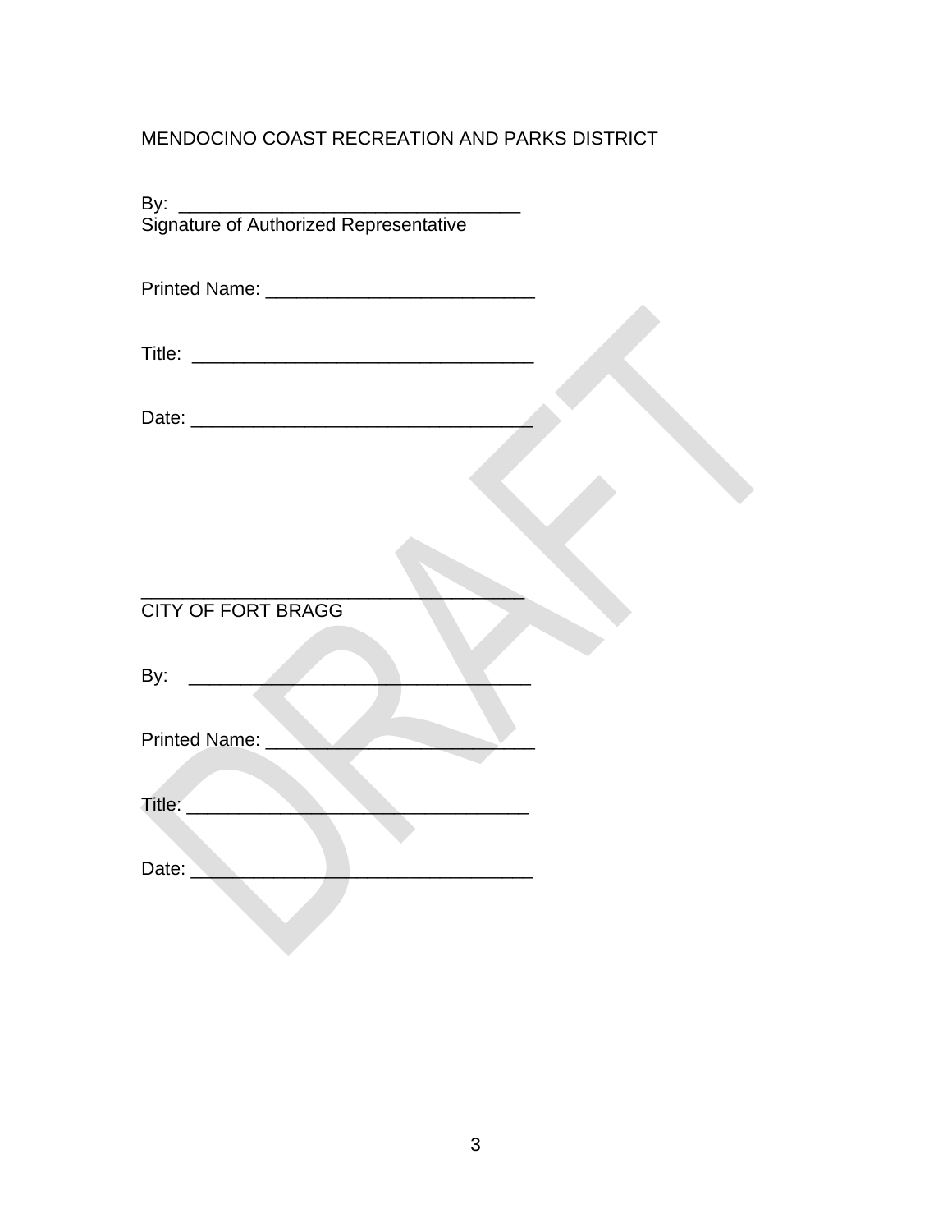MENDOCINO COAST RECREATION AND PARKS DISTRICT

By: ________________________________
Signature of Authorized Representative

Printed Name: _________________________

Title: ________________________________

Date: ________________________________

____________________________________
CITY OF FORT BRAGG

By: ________________________________

Printed Name: _________________________

Title: ________________________________

Date: ________________________________